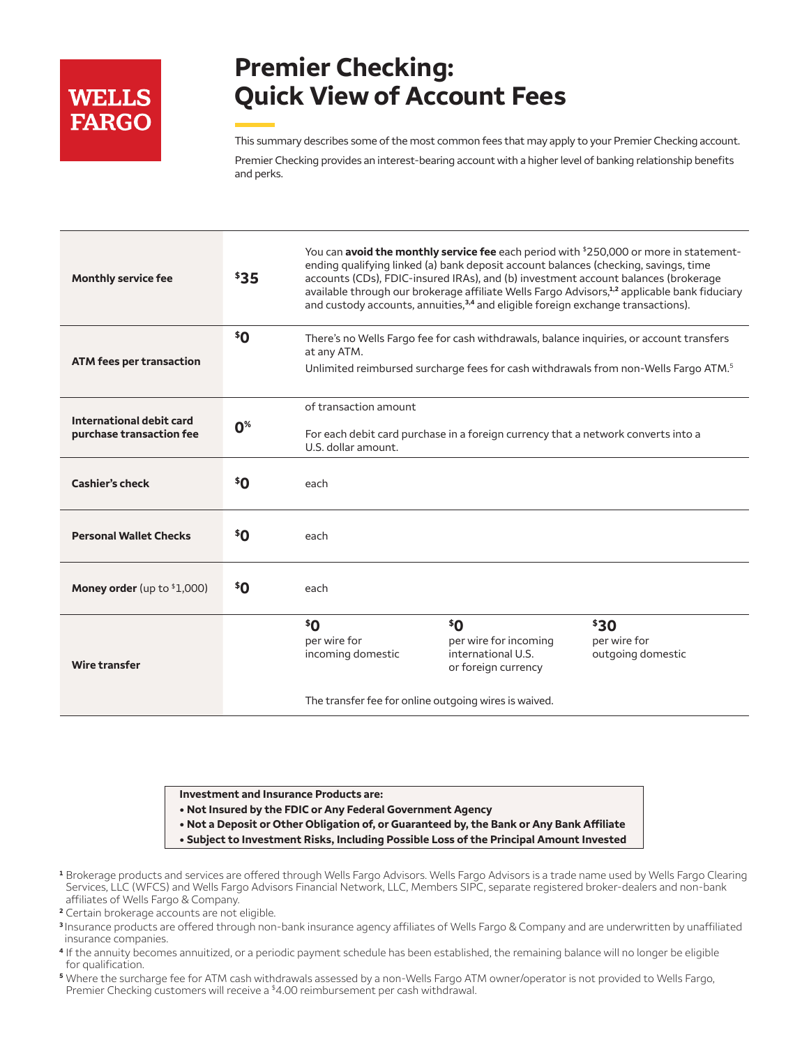WELLS FARGO

# Premier Checking: Quick View of Account Fees

This summary describes some of the most common fees that may apply to your Premier Checking account.

Premier Checking provides an interest-bearing account with a higher level of banking relationship benefits and perks.

| | | | | |
|---|---|---|---|---|
| **Monthly service fee** | $35 | You can **avoid the monthly service fee** each period with $250,000 or more in statement-ending qualifying linked (a) bank deposit account balances (checking, savings, time accounts (CDs), FDIC-insured IRAs), and (b) investment account balances (brokerage available through our brokerage affiliate Wells Fargo Advisors,[1,2] applicable bank fiduciary and custody accounts, annuities,[3,4] and eligible foreign exchange transactions). | | |
| **ATM fees per transaction** | $0 | There's no Wells Fargo fee for cash withdrawals, balance inquiries, or account transfers at any ATM. Unlimited reimbursed surcharge fees for cash withdrawals from non-Wells Fargo ATM.[5] | | |
| **International debit card purchase transaction fee** | 0% | of transaction amount For each debit card purchase in a foreign currency that a network converts into a U.S. dollar amount. | | |
| **Cashier's check** | $0 | each | | |
| **Personal Wallet Checks** | $0 | each | | |
| **Money order** (up to $1,000) | $0 | each | | |
| **Wire transfer** | | $0 per wire for incoming domestic | $0 per wire for incoming international U.S. or foreign currency | $30 per wire for outgoing domestic |
| | | The transfer fee for online outgoing wires is waived. | | |

**Investment and Insurance Products are:**
- **Not Insured by the FDIC or Any Federal Government Agency**
- **Not a Deposit or Other Obligation of, or Guaranteed by, the Bank or Any Bank Affiliate**
- **Subject to Investment Risks, Including Possible Loss of the Principal Amount Invested**

[1] Brokerage products and services are offered through Wells Fargo Advisors. Wells Fargo Advisors is a trade name used by Wells Fargo Clearing Services, LLC (WFCS) and Wells Fargo Advisors Financial Network, LLC, Members SIPC, separate registered broker-dealers and non-bank affiliates of Wells Fargo & Company.

[2] Certain brokerage accounts are not eligible.

[3] Insurance products are offered through non-bank insurance agency affiliates of Wells Fargo & Company and are underwritten by unaffiliated insurance companies.

[4] If the annuity becomes annuitized, or a periodic payment schedule has been established, the remaining balance will no longer be eligible for qualification.

[5] Where the surcharge fee for ATM cash withdrawals assessed by a non-Wells Fargo ATM owner/operator is not provided to Wells Fargo, Premier Checking customers will receive a $4.00 reimbursement per cash withdrawal.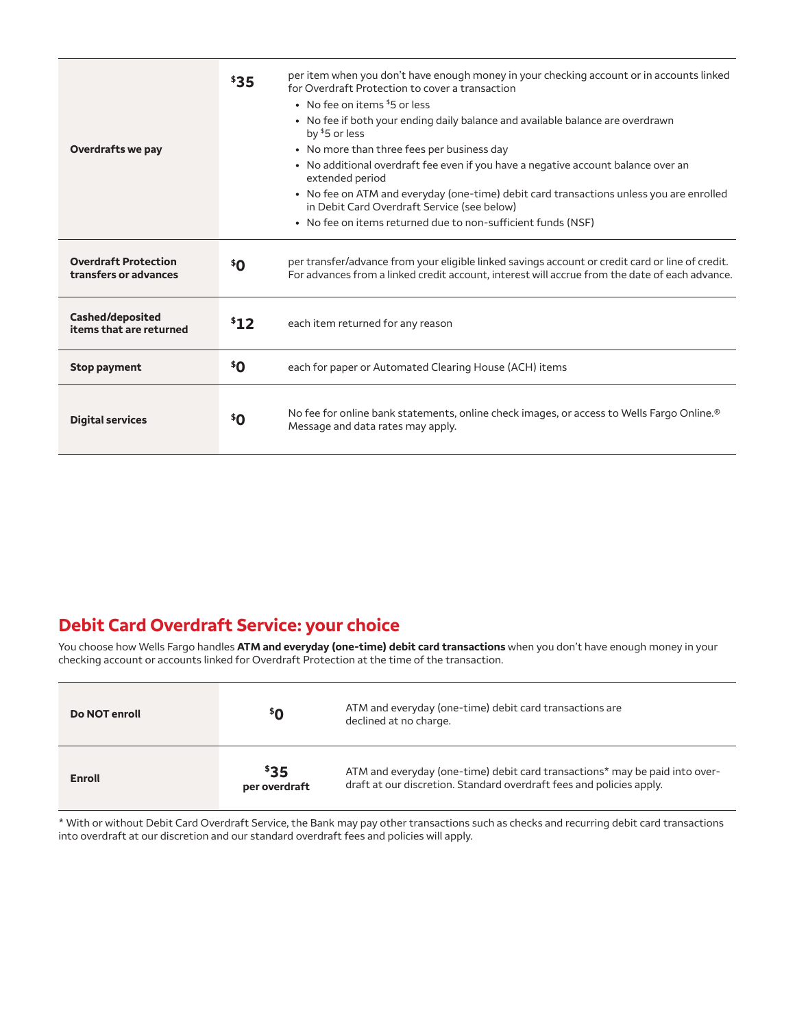| | | |
|---|---|---|
| **Overdrafts we pay** | $35 | per item when you don't have enough money in your checking account or in accounts linked for Overdraft Protection to cover a transaction<br>• No fee on items $5 or less<br>• No fee if both your ending daily balance and available balance are overdrawn by $5 or less<br>• No more than three fees per business day<br>• No additional overdraft fee even if you have a negative account balance over an extended period<br>• No fee on ATM and everyday (one-time) debit card transactions unless you are enrolled in Debit Card Overdraft Service (see below)<br>• No fee on items returned due to non-sufficient funds (NSF) |
| **Overdraft Protection transfers or advances** | $0 | per transfer/advance from your eligible linked savings account or credit card or line of credit. For advances from a linked credit account, interest will accrue from the date of each advance. |
| **Cashed/deposited items that are returned** | $12 | each item returned for any reason |
| **Stop payment** | $0 | each for paper or Automated Clearing House (ACH) items |
| **Digital services** | $0 | No fee for online bank statements, online check images, or access to Wells Fargo Online.® Message and data rates may apply. |

## Debit Card Overdraft Service: your choice

You choose how Wells Fargo handles **ATM and everyday (one-time) debit card transactions** when you don't have enough money in your checking account or accounts linked for Overdraft Protection at the time of the transaction.

| | | |
|---|---|---|
| **Do NOT enroll** | $0 | ATM and everyday (one-time) debit card transactions are declined at no charge. |
| **Enroll** | $35 per overdraft | ATM and everyday (one-time) debit card transactions* may be paid into overdraft at our discretion. Standard overdraft fees and policies apply. |

* With or without Debit Card Overdraft Service, the Bank may pay other transactions such as checks and recurring debit card transactions into overdraft at our discretion and our standard overdraft fees and policies will apply.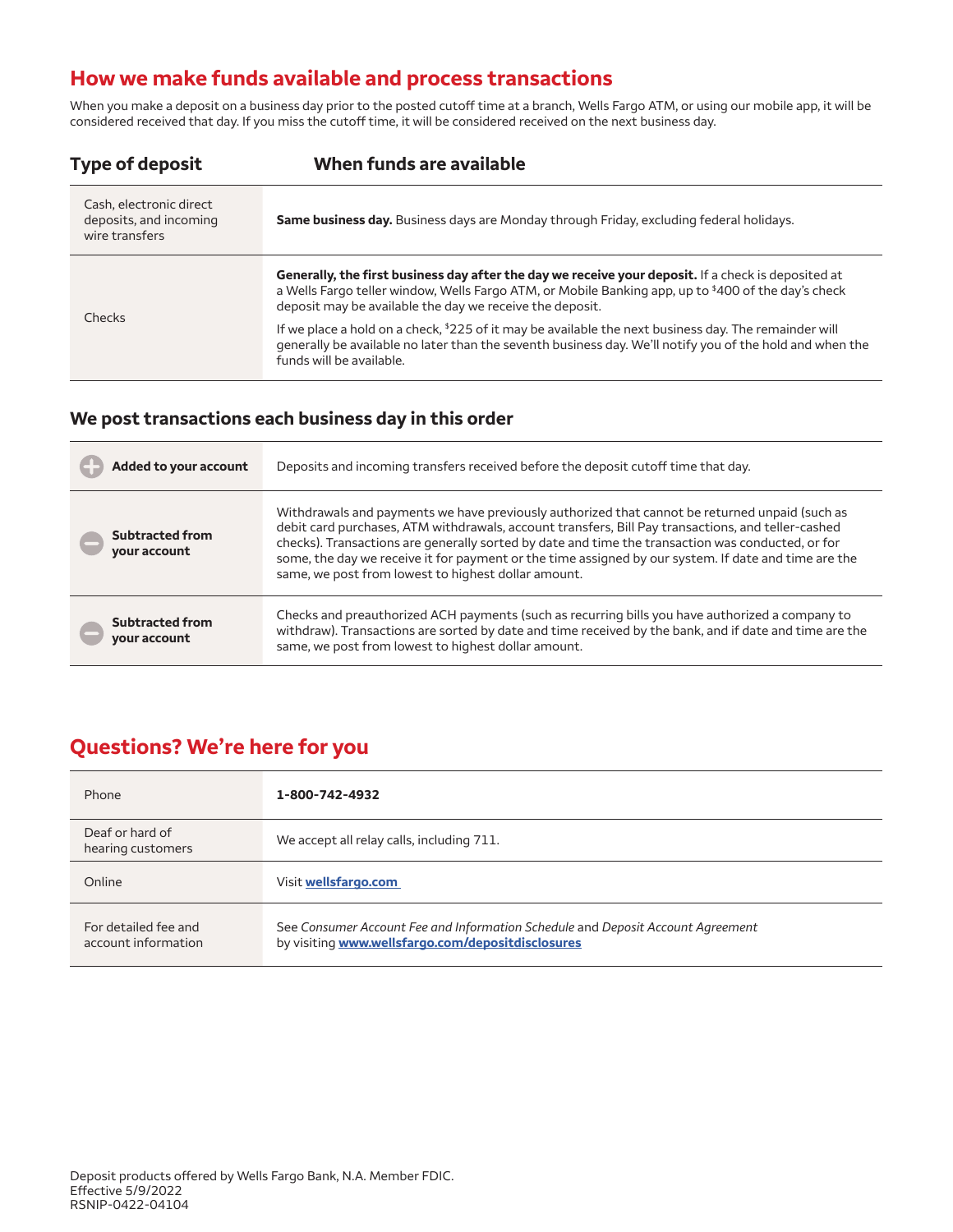## How we make funds available and process transactions

When you make a deposit on a business day prior to the posted cutoff time at a branch, Wells Fargo ATM, or using our mobile app, it will be considered received that day. If you miss the cutoff time, it will be considered received on the next business day.

| Type of deposit | When funds are available |
|---|---|
| Cash, electronic direct deposits, and incoming wire transfers | **Same business day.** Business days are Monday through Friday, excluding federal holidays. |
| Checks | **Generally, the first business day after the day we receive your deposit.** If a check is deposited at a Wells Fargo teller window, Wells Fargo ATM, or Mobile Banking app, up to $400 of the day's check deposit may be available the day we receive the deposit.<br><br>If we place a hold on a check, $225 of it may be available the next business day. The remainder will generally be available no later than the seventh business day. We'll notify you of the hold and when the funds will be available. |

### We post transactions each business day in this order

| | |
|---|---|
| **Added to your account** | Deposits and incoming transfers received before the deposit cutoff time that day. |
| **Subtracted from your account** | Withdrawals and payments we have previously authorized that cannot be returned unpaid (such as debit card purchases, ATM withdrawals, account transfers, Bill Pay transactions, and teller-cashed checks). Transactions are generally sorted by date and time the transaction was conducted, or for some, the day we receive it for payment or the time assigned by our system. If date and time are the same, we post from lowest to highest dollar amount. |
| **Subtracted from your account** | Checks and preauthorized ACH payments (such as recurring bills you have authorized a company to withdraw). Transactions are sorted by date and time received by the bank, and if date and time are the same, we post from lowest to highest dollar amount. |

## Questions? We're here for you

| | |
|---|---|
| Phone | **1-800-742-4932** |
| Deaf or hard of hearing customers | We accept all relay calls, including 711. |
| Online | Visit **wellsfargo.com** |
| For detailed fee and account information | See *Consumer Account Fee and Information Schedule* and *Deposit Account Agreement* by visiting **www.wellsfargo.com/depositdisclosures** |

Deposit products offered by Wells Fargo Bank, N.A. Member FDIC.
Effective 5/9/2022
RSNIP-0422-04104